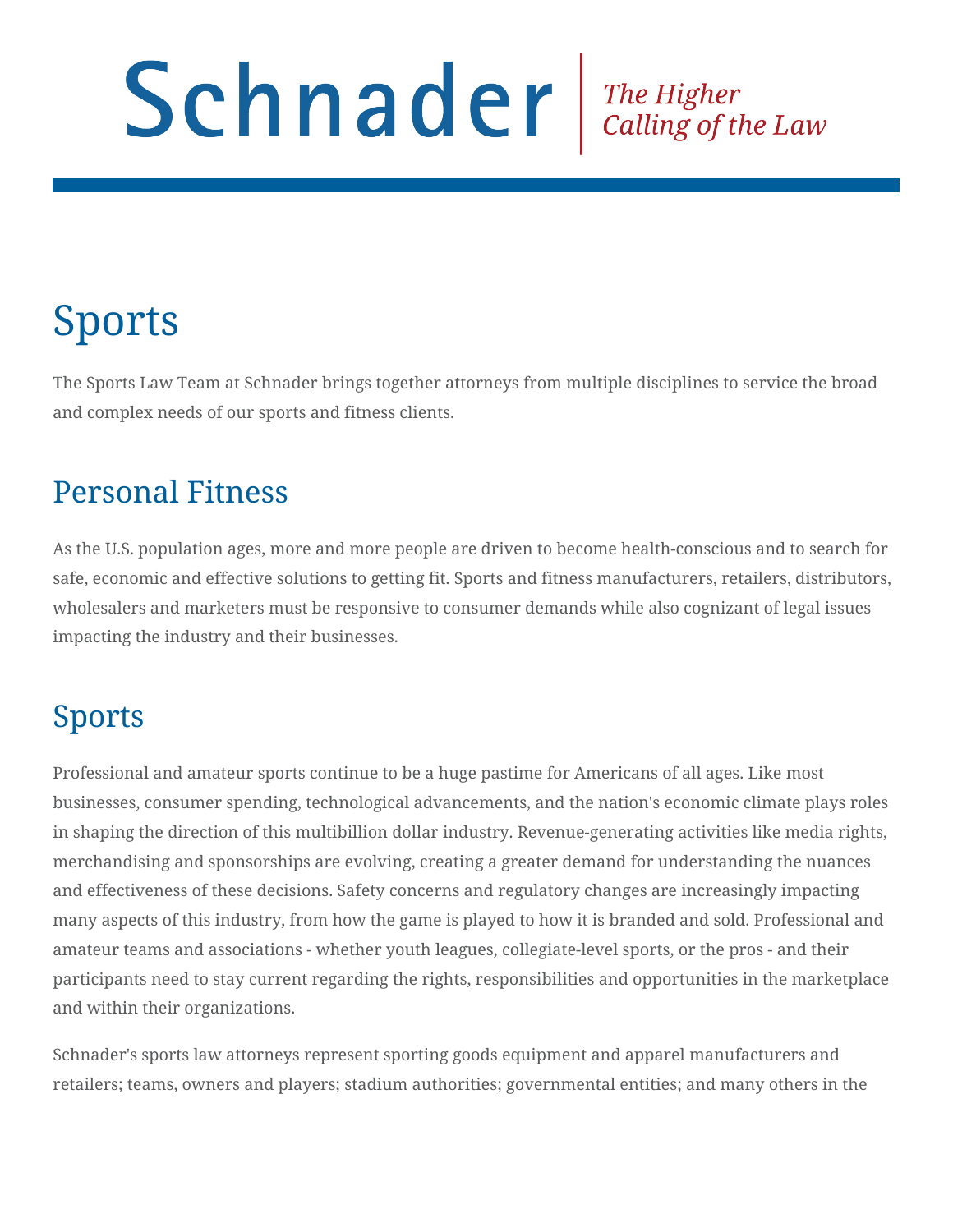Schnader | *The Higher Calling of the Law*

# Sports

The Sports Law Team at Schnader brings together attorneys from multiple disciplines to service the broad and complex needs of our sports and fitness clients.

## Personal Fitness

As the U.S. population ages, more and more people are driven to become health-conscious and to search for safe, economic and effective solutions to getting fit. Sports and fitness manufacturers, retailers, distributors, wholesalers and marketers must be responsive to consumer demands while also cognizant of legal issues impacting the industry and their businesses.

## Sports

Professional and amateur sports continue to be a huge pastime for Americans of all ages. Like most businesses, consumer spending, technological advancements, and the nation's economic climate plays roles in shaping the direction of this multibillion dollar industry. Revenue-generating activities like media rights, merchandising and sponsorships are evolving, creating a greater demand for understanding the nuances and effectiveness of these decisions. Safety concerns and regulatory changes are increasingly impacting many aspects of this industry, from how the game is played to how it is branded and sold. Professional and amateur teams and associations - whether youth leagues, collegiate-level sports, or the pros - and their participants need to stay current regarding the rights, responsibilities and opportunities in the marketplace and within their organizations.

Schnader's sports law attorneys represent sporting goods equipment and apparel manufacturers and retailers; teams, owners and players; stadium authorities; governmental entities; and many others in the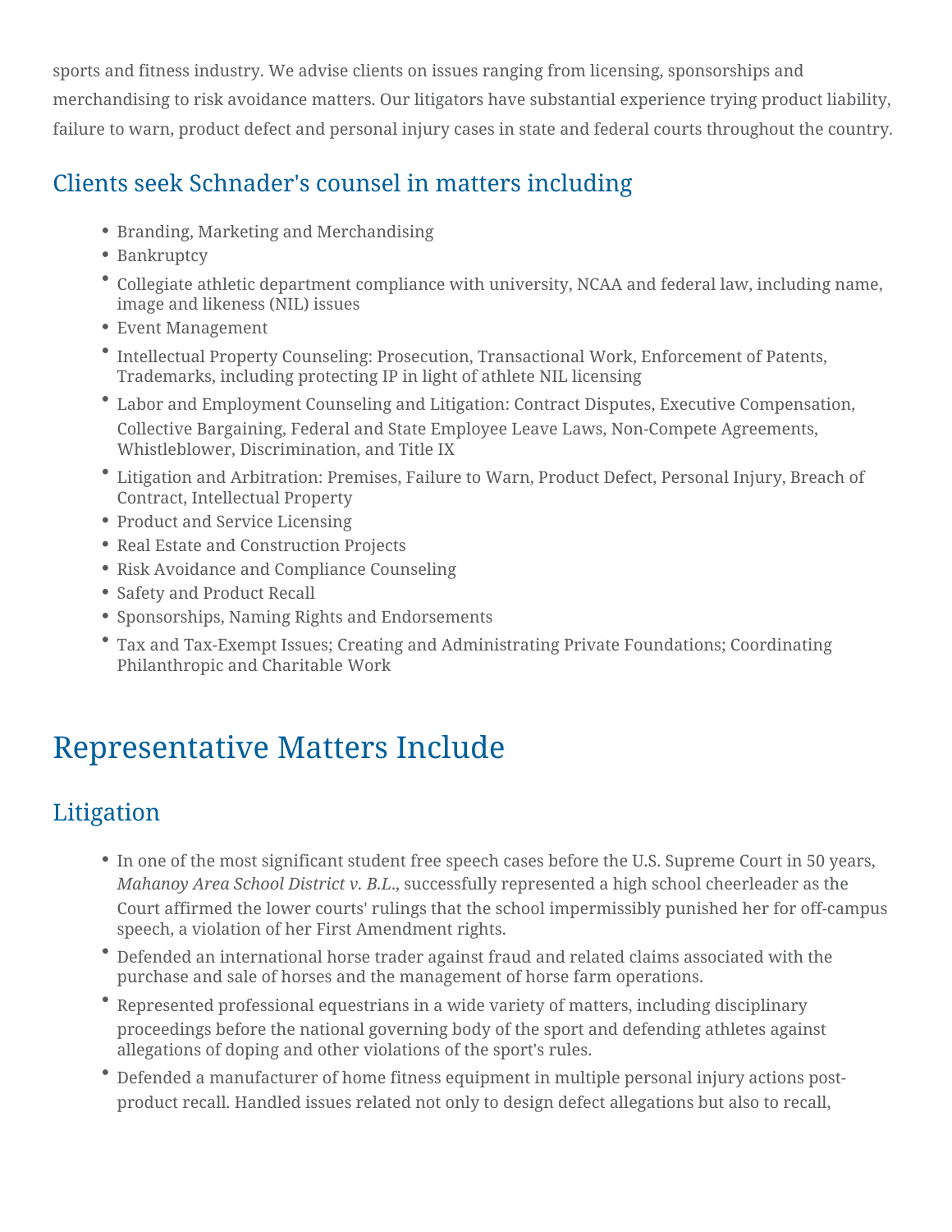sports and fitness industry. We advise clients on issues ranging from licensing, sponsorships and merchandising to risk avoidance matters. Our litigators have substantial experience trying product liability, failure to warn, product defect and personal injury cases in state and federal courts throughout the country.

## Clients seek Schnader's counsel in matters including

- Branding, Marketing and Merchandising
- Bankruptcy
- Collegiate athletic department compliance with university, NCAA and federal law, including name, image and likeness (NIL) issues
- Event Management
- Intellectual Property Counseling: Prosecution, Transactional Work, Enforcement of Patents, Trademarks, including protecting IP in light of athlete NIL licensing
- Labor and Employment Counseling and Litigation: Contract Disputes, Executive Compensation, Collective Bargaining, Federal and State Employee Leave Laws, Non-Compete Agreements, Whistleblower, Discrimination, and Title IX
- Litigation and Arbitration: Premises, Failure to Warn, Product Defect, Personal Injury, Breach of Contract, Intellectual Property
- Product and Service Licensing
- Real Estate and Construction Projects
- Risk Avoidance and Compliance Counseling
- Safety and Product Recall
- Sponsorships, Naming Rights and Endorsements
- Tax and Tax-Exempt Issues; Creating and Administrating Private Foundations; Coordinating Philanthropic and Charitable Work

# Representative Matters Include

## Litigation

- In one of the most significant student free speech cases before the U.S. Supreme Court in 50 years, *Mahanoy Area School District v. B.L.*, successfully represented a high school cheerleader as the Court affirmed the lower courts' rulings that the school impermissibly punished her for off-campus speech, a violation of her First Amendment rights.
- Defended an international horse trader against fraud and related claims associated with the purchase and sale of horses and the management of horse farm operations.
- Represented professional equestrians in a wide variety of matters, including disciplinary proceedings before the national governing body of the sport and defending athletes against allegations of doping and other violations of the sport's rules.
- Defended a manufacturer of home fitness equipment in multiple personal injury actions post-product recall. Handled issues related not only to design defect allegations but also to recall,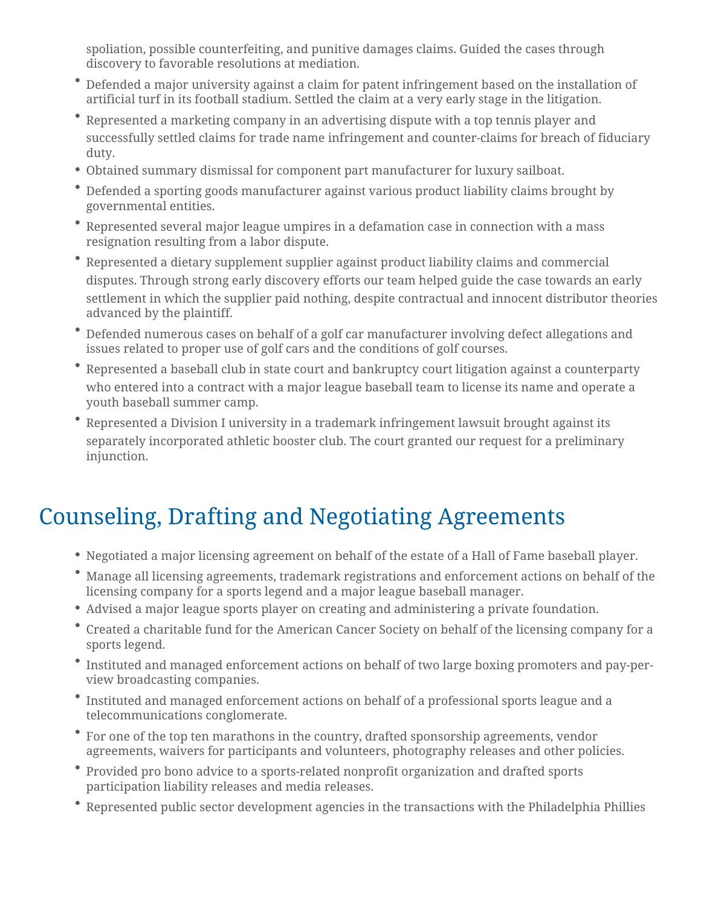spoliation, possible counterfeiting, and punitive damages claims. Guided the cases through discovery to favorable resolutions at mediation.

- Defended a major university against a claim for patent infringement based on the installation of artificial turf in its football stadium. Settled the claim at a very early stage in the litigation.
- Represented a marketing company in an advertising dispute with a top tennis player and successfully settled claims for trade name infringement and counter-claims for breach of fiduciary duty.
- Obtained summary dismissal for component part manufacturer for luxury sailboat.
- Defended a sporting goods manufacturer against various product liability claims brought by governmental entities.
- Represented several major league umpires in a defamation case in connection with a mass resignation resulting from a labor dispute.
- Represented a dietary supplement supplier against product liability claims and commercial disputes. Through strong early discovery efforts our team helped guide the case towards an early settlement in which the supplier paid nothing, despite contractual and innocent distributor theories advanced by the plaintiff.
- Defended numerous cases on behalf of a golf car manufacturer involving defect allegations and issues related to proper use of golf cars and the conditions of golf courses.
- Represented a baseball club in state court and bankruptcy court litigation against a counterparty who entered into a contract with a major league baseball team to license its name and operate a youth baseball summer camp.
- Represented a Division I university in a trademark infringement lawsuit brought against its separately incorporated athletic booster club. The court granted our request for a preliminary injunction.

## Counseling, Drafting and Negotiating Agreements

- Negotiated a major licensing agreement on behalf of the estate of a Hall of Fame baseball player.
- Manage all licensing agreements, trademark registrations and enforcement actions on behalf of the licensing company for a sports legend and a major league baseball manager.
- Advised a major league sports player on creating and administering a private foundation.
- Created a charitable fund for the American Cancer Society on behalf of the licensing company for a sports legend.
- Instituted and managed enforcement actions on behalf of two large boxing promoters and pay-per-view broadcasting companies.
- Instituted and managed enforcement actions on behalf of a professional sports league and a telecommunications conglomerate.
- For one of the top ten marathons in the country, drafted sponsorship agreements, vendor agreements, waivers for participants and volunteers, photography releases and other policies.
- Provided pro bono advice to a sports-related nonprofit organization and drafted sports participation liability releases and media releases.
- Represented public sector development agencies in the transactions with the Philadelphia Phillies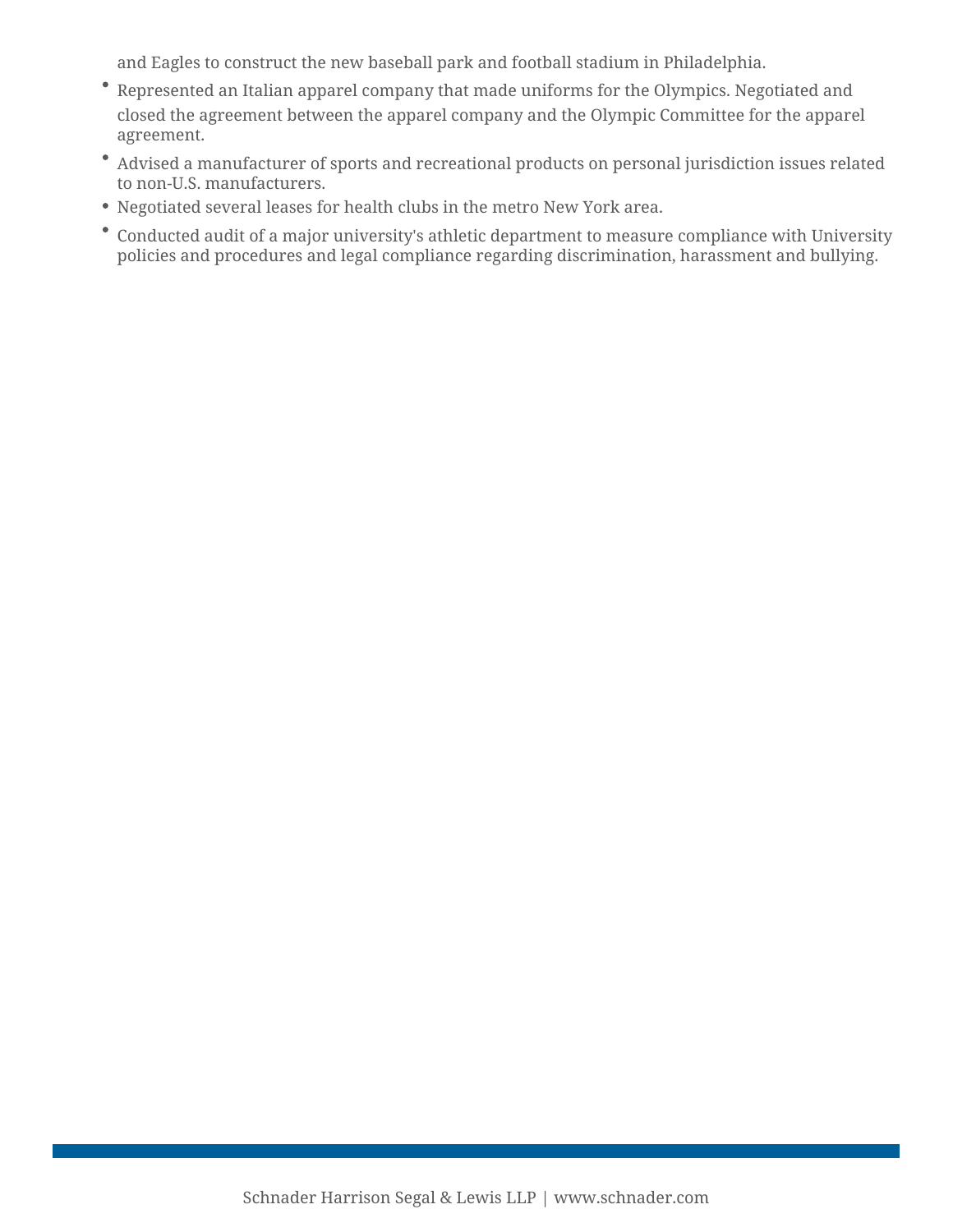and Eagles to construct the new baseball park and football stadium in Philadelphia.

- Represented an Italian apparel company that made uniforms for the Olympics. Negotiated and closed the agreement between the apparel company and the Olympic Committee for the apparel agreement.
- Advised a manufacturer of sports and recreational products on personal jurisdiction issues related to non-U.S. manufacturers.
- Negotiated several leases for health clubs in the metro New York area.
- Conducted audit of a major university's athletic department to measure compliance with University policies and procedures and legal compliance regarding discrimination, harassment and bullying.